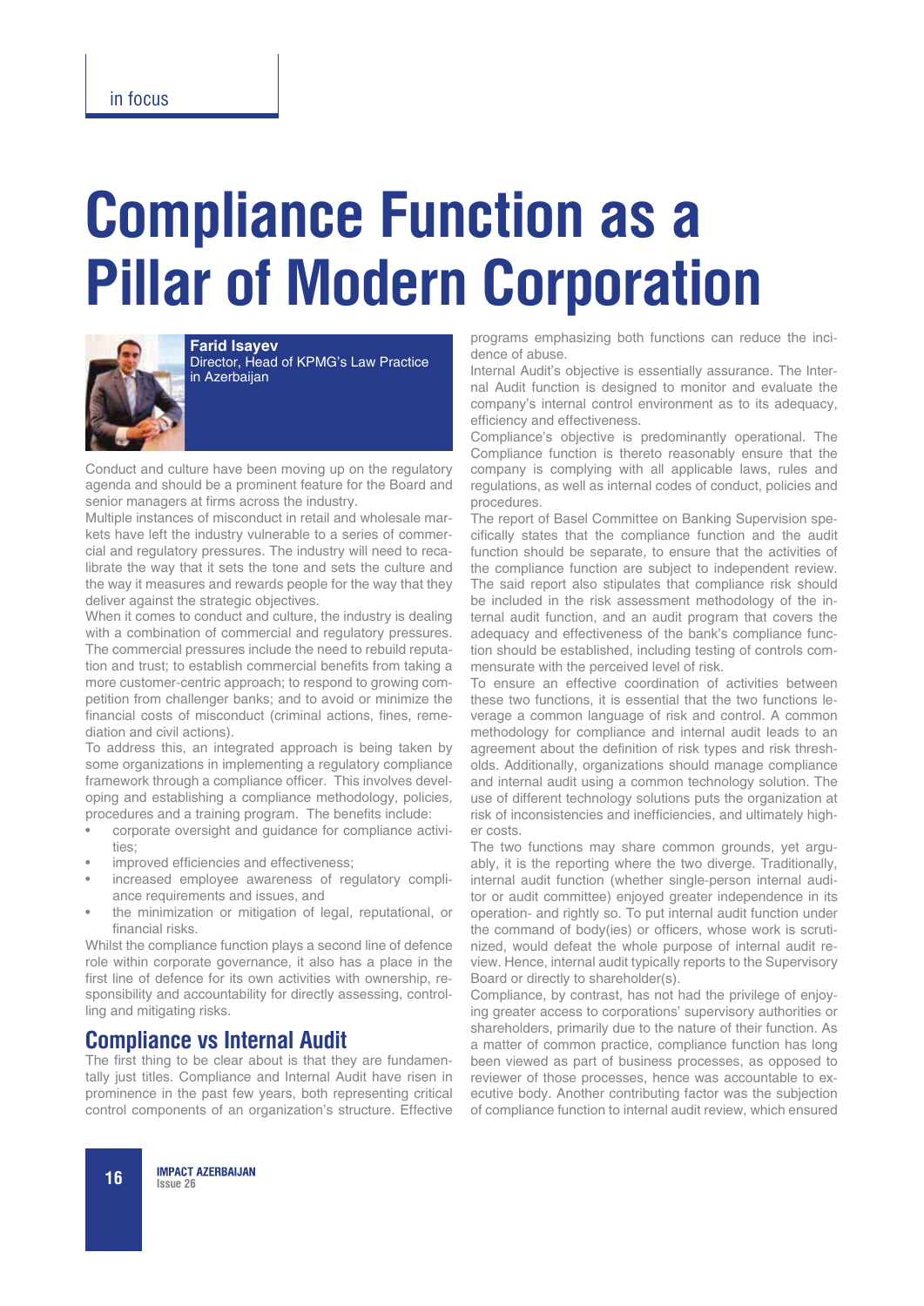# Compliance Function as a Pillar of Modern Corporation

**Farid Isayev**
Director, Head of KPMG's Law Practice in Azerbaijan

Conduct and culture have been moving up on the regulatory agenda and should be a prominent feature for the Board and senior managers at firms across the industry.

Multiple instances of misconduct in retail and wholesale markets have left the industry vulnerable to a series of commercial and regulatory pressures. The industry will need to recalibrate the way that it sets the tone and sets the culture and the way it measures and rewards people for the way that they deliver against the strategic objectives.

When it comes to conduct and culture, the industry is dealing with a combination of commercial and regulatory pressures. The commercial pressures include the need to rebuild reputation and trust; to establish commercial benefits from taking a more customer-centric approach; to respond to growing competition from challenger banks; and to avoid or minimize the financial costs of misconduct (criminal actions, fines, remediation and civil actions).

To address this, an integrated approach is being taken by some organizations in implementing a regulatory compliance framework through a compliance officer. This involves developing and establishing a compliance methodology, policies, procedures and a training program. The benefits include:

- corporate oversight and guidance for compliance activities;
- improved efficiencies and effectiveness;
- increased employee awareness of regulatory compliance requirements and issues, and
- the minimization or mitigation of legal, reputational, or financial risks.

Whilst the compliance function plays a second line of defence role within corporate governance, it also has a place in the first line of defence for its own activities with ownership, responsibility and accountability for directly assessing, controlling and mitigating risks.

## Compliance vs Internal Audit

The first thing to be clear about is that they are fundamentally just titles. Compliance and Internal Audit have risen in prominence in the past few years, both representing critical control components of an organization's structure. Effective programs emphasizing both functions can reduce the incidence of abuse.

Internal Audit's objective is essentially assurance. The Internal Audit function is designed to monitor and evaluate the company's internal control environment as to its adequacy, efficiency and effectiveness.

Compliance's objective is predominantly operational. The Compliance function is thereto reasonably ensure that the company is complying with all applicable laws, rules and regulations, as well as internal codes of conduct, policies and procedures.

The report of Basel Committee on Banking Supervision specifically states that the compliance function and the audit function should be separate, to ensure that the activities of the compliance function are subject to independent review. The said report also stipulates that compliance risk should be included in the risk assessment methodology of the internal audit function, and an audit program that covers the adequacy and effectiveness of the bank's compliance function should be established, including testing of controls commensurate with the perceived level of risk.

To ensure an effective coordination of activities between these two functions, it is essential that the two functions leverage a common language of risk and control. A common methodology for compliance and internal audit leads to an agreement about the definition of risk types and risk thresholds. Additionally, organizations should manage compliance and internal audit using a common technology solution. The use of different technology solutions puts the organization at risk of inconsistencies and inefficiencies, and ultimately higher costs.

The two functions may share common grounds, yet arguably, it is the reporting where the two diverge. Traditionally, internal audit function (whether single-person internal auditor or audit committee) enjoyed greater independence in its operation- and rightly so. To put internal audit function under the command of body(ies) or officers, whose work is scrutinized, would defeat the whole purpose of internal audit review. Hence, internal audit typically reports to the Supervisory Board or directly to shareholder(s).

Compliance, by contrast, has not had the privilege of enjoying greater access to corporations' supervisory authorities or shareholders, primarily due to the nature of their function. As a matter of common practice, compliance function has long been viewed as part of business processes, as opposed to reviewer of those processes, hence was accountable to executive body. Another contributing factor was the subjection of compliance function to internal audit review, which ensured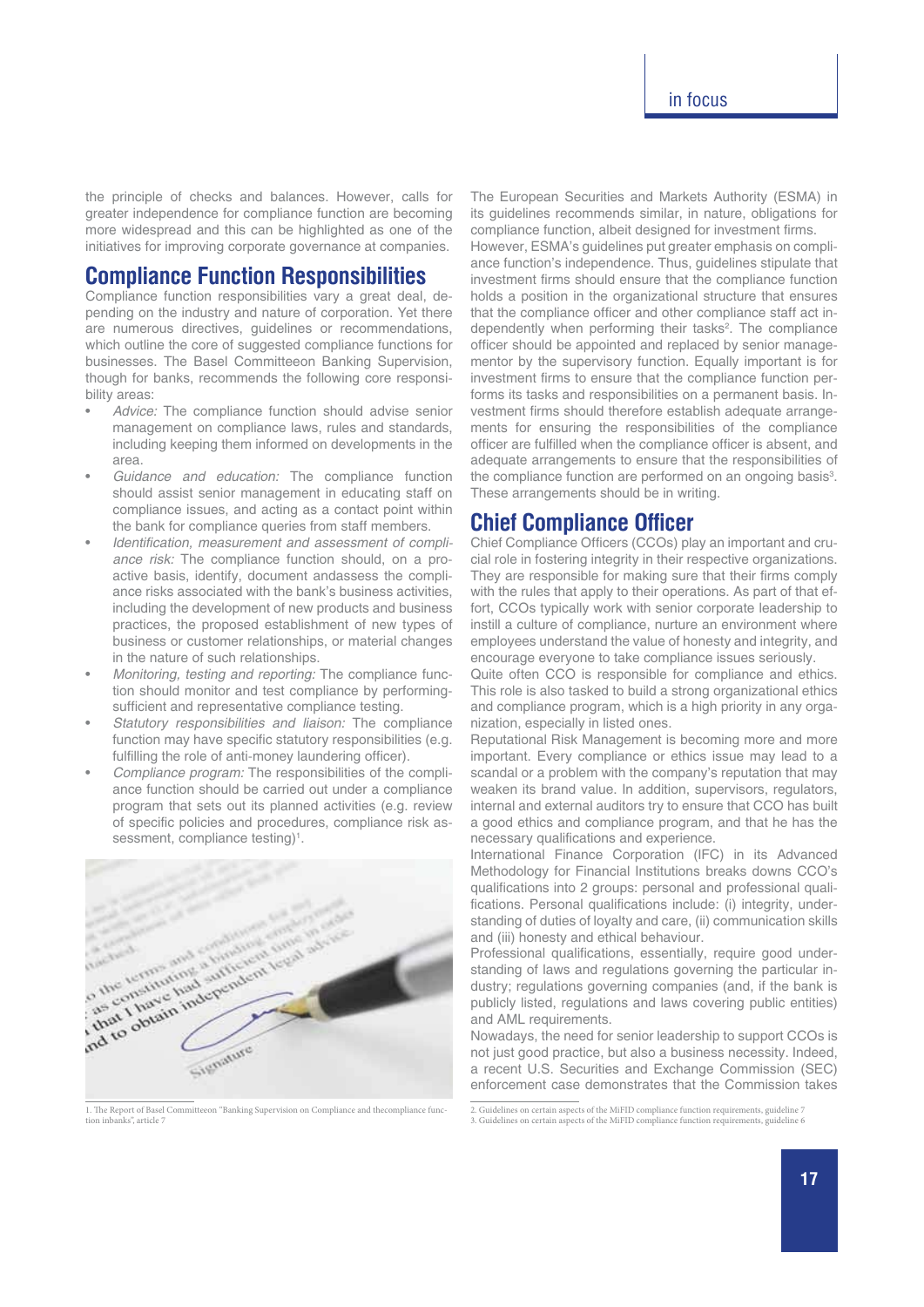the principle of checks and balances. However, calls for greater independence for compliance function are becoming more widespread and this can be highlighted as one of the initiatives for improving corporate governance at companies.

## Compliance Function Responsibilities

Compliance function responsibilities vary a great deal, depending on the industry and nature of corporation. Yet there are numerous directives, guidelines or recommendations, which outline the core of suggested compliance functions for businesses. The Basel Committeeon Banking Supervision, though for banks, recommends the following core responsibility areas:

- *Advice:* The compliance function should advise senior management on compliance laws, rules and standards, including keeping them informed on developments in the area.
- *Guidance and education:* The compliance function should assist senior management in educating staff on compliance issues, and acting as a contact point within the bank for compliance queries from staff members.
- *Identification, measurement and assessment of compliance risk:* The compliance function should, on a proactive basis, identify, document andassess the compliance risks associated with the bank's business activities, including the development of new products and business practices, the proposed establishment of new types of business or customer relationships, or material changes in the nature of such relationships.
- *Monitoring, testing and reporting:* The compliance function should monitor and test compliance by performing-sufficient and representative compliance testing.
- *Statutory responsibilities and liaison:* The compliance function may have specific statutory responsibilities (e.g. fulfilling the role of anti-money laundering officer).
- *Compliance program:* The responsibilities of the compliance function should be carried out under a compliance program that sets out its planned activities (e.g. review of specific policies and procedures, compliance risk assessment, compliance testing)[1].

The European Securities and Markets Authority (ESMA) in its guidelines recommends similar, in nature, obligations for compliance function, albeit designed for investment firms. However, ESMA's guidelines put greater emphasis on compliance function's independence. Thus, guidelines stipulate that investment firms should ensure that the compliance function holds a position in the organizational structure that ensures that the compliance officer and other compliance staff act independently when performing their tasks[2]. The compliance officer should be appointed and replaced by senior management or by the supervisory function. Equally important is for investment firms to ensure that the compliance function performs its tasks and responsibilities on a permanent basis. Investment firms should therefore establish adequate arrangements for ensuring the responsibilities of the compliance officer are fulfilled when the compliance officer is absent, and adequate arrangements to ensure that the responsibilities of the compliance function are performed on an ongoing basis[3]. These arrangements should be in writing.

## Chief Compliance Officer

Chief Compliance Officers (CCOs) play an important and crucial role in fostering integrity in their respective organizations. They are responsible for making sure that their firms comply with the rules that apply to their operations. As part of that effort, CCOs typically work with senior corporate leadership to instill a culture of compliance, nurture an environment where employees understand the value of honesty and integrity, and encourage everyone to take compliance issues seriously.

Quite often CCO is responsible for compliance and ethics. This role is also tasked to build a strong organizational ethics and compliance program, which is a high priority in any organization, especially in listed ones.

Reputational Risk Management is becoming more and more important. Every compliance or ethics issue may lead to a scandal or a problem with the company's reputation that may weaken its brand value. In addition, supervisors, regulators, internal and external auditors try to ensure that CCO has built a good ethics and compliance program, and that he has the necessary qualifications and experience.

International Finance Corporation (IFC) in its Advanced Methodology for Financial Institutions breaks downs CCO's qualifications into 2 groups: personal and professional qualifications. Personal qualifications include: (i) integrity, understanding of duties of loyalty and care, (ii) communication skills and (iii) honesty and ethical behaviour.

Professional qualifications, essentially, require good understanding of laws and regulations governing the particular industry; regulations governing companies (and, if the bank is publicly listed, regulations and laws covering public entities) and AML requirements.

Nowadays, the need for senior leadership to support CCOs is not just good practice, but also a business necessity. Indeed, a recent U.S. Securities and Exchange Commission (SEC) enforcement case demonstrates that the Commission takes

1. The Report of Basel Committeeon "Banking Supervision on Compliance and thecompliance function inbanks", article 7

2. Guidelines on certain aspects of the MiFID compliance function requirements, guideline 7

3. Guidelines on certain aspects of the MiFID compliance function requirements, guideline 6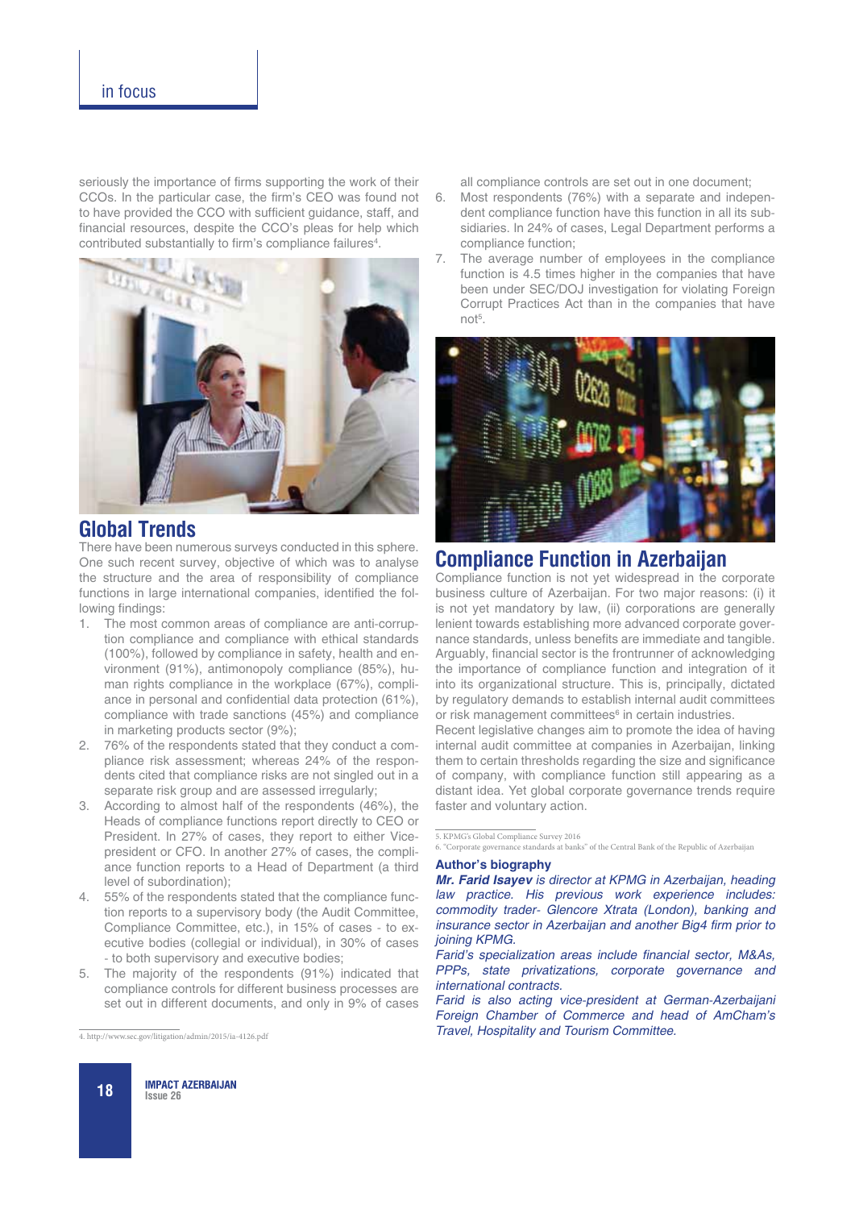seriously the importance of firms supporting the work of their CCOs. In the particular case, the firm's CEO was found not to have provided the CCO with sufficient guidance, staff, and financial resources, despite the CCO's pleas for help which contributed substantially to firm's compliance failures[4].

## Global Trends

There have been numerous surveys conducted in this sphere. One such recent survey, objective of which was to analyse the structure and the area of responsibility of compliance functions in large international companies, identified the following findings:

1. The most common areas of compliance are anti-corruption compliance and compliance with ethical standards (100%), followed by compliance in safety, health and environment (91%), antimonopoly compliance (85%), human rights compliance in the workplace (67%), compliance in personal and confidential data protection (61%), compliance with trade sanctions (45%) and compliance in marketing products sector (9%);
2. 76% of the respondents stated that they conduct a compliance risk assessment; whereas 24% of the respondents cited that compliance risks are not singled out in a separate risk group and are assessed irregularly;
3. According to almost half of the respondents (46%), the Heads of compliance functions report directly to CEO or President. In 27% of cases, they report to either Vice-president or CFO. In another 27% of cases, the compliance function reports to a Head of Department (a third level of subordination);
4. 55% of the respondents stated that the compliance function reports to a supervisory body (the Audit Committee, Compliance Committee, etc.), in 15% of cases - to executive bodies (collegial or individual), in 30% of cases - to both supervisory and executive bodies;
5. The majority of the respondents (91%) indicated that compliance controls for different business processes are set out in different documents, and only in 9% of cases all compliance controls are set out in one document;
6. Most respondents (76%) with a separate and independent compliance function have this function in all its subsidiaries. In 24% of cases, Legal Department performs a compliance function;
7. The average number of employees in the compliance function is 4.5 times higher in the companies that have been under SEC/DOJ investigation for violating Foreign Corrupt Practices Act than in the companies that have not[5].

## Compliance Function in Azerbaijan

Compliance function is not yet widespread in the corporate business culture of Azerbaijan. For two major reasons: (i) it is not yet mandatory by law, (ii) corporations are generally lenient towards establishing more advanced corporate governance standards, unless benefits are immediate and tangible. Arguably, financial sector is the frontrunner of acknowledging the importance of compliance function and integration of it into its organizational structure. This is, principally, dictated by regulatory demands to establish internal audit committees or risk management committees[6] in certain industries.

Recent legislative changes aim to promote the idea of having internal audit committee at companies in Azerbaijan, linking them to certain thresholds regarding the size and significance of company, with compliance function still appearing as a distant idea. Yet global corporate governance trends require faster and voluntary action.

4. http://www.sec.gov/litigation/admin/2015/ia-4126.pdf

5. KPMG's Global Compliance Survey 2016

6. "Corporate governance standards at banks" of the Central Bank of the Republic of Azerbaijan

**Author's biography**

***Mr. Farid Isayev*** *is director at KPMG in Azerbaijan, heading law practice. His previous work experience includes: commodity trader- Glencore Xtrata (London), banking and insurance sector in Azerbaijan and another Big4 firm prior to joining KPMG.*

*Farid's specialization areas include financial sector, M&As, PPPs, state privatizations, corporate governance and international contracts.*

*Farid is also acting vice-president at German-Azerbaijani Foreign Chamber of Commerce and head of AmCham's Travel, Hospitality and Tourism Committee.*